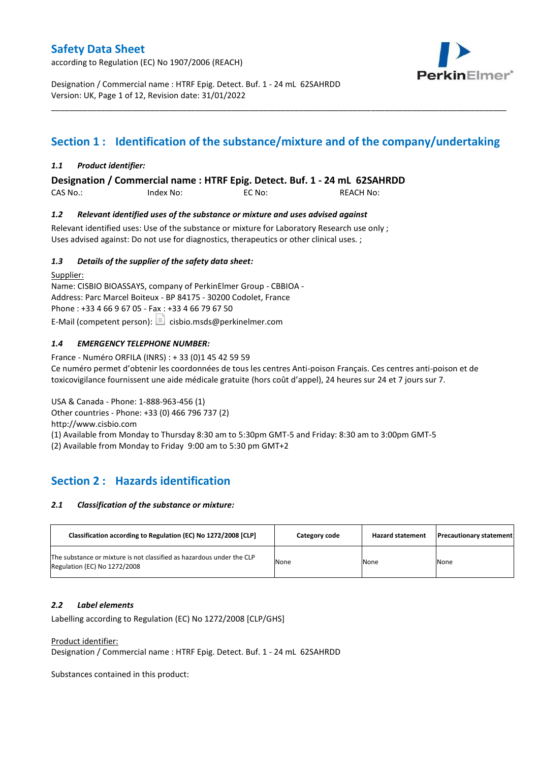# Safety Data Sheet

according to Regulation (EC) No 1907/2006 (REACH)

Designation / Commercial name : HTRF Epig. Detect. Buf. 1 - 24 mL 62SAHRDD
Version: UK, Page 1 of 12, Revision date: 31/01/2022

## Section 1 : Identification of the substance/mixture and of the company/undertaking

### *1.1 Product identifier:*

**Designation / Commercial name : HTRF Epig. Detect. Buf. 1 - 24 mL 62SAHRDD**

CAS No.: Index No: EC No: REACH No:

### *1.2 Relevant identified uses of the substance or mixture and uses advised against*

Relevant identified uses: Use of the substance or mixture for Laboratory Research use only ;
Uses advised against: Do not use for diagnostics, therapeutics or other clinical uses. ;

### *1.3 Details of the supplier of the safety data sheet:*

Supplier:
Name: CISBIO BIOASSAYS, company of PerkinElmer Group - CBBIOA -
Address: Parc Marcel Boiteux - BP 84175 - 30200 Codolet, France
Phone : +33 4 66 9 67 05 - Fax : +33 4 66 79 67 50
E-Mail (competent person): cisbio.msds@perkinelmer.com

### *1.4 EMERGENCY TELEPHONE NUMBER:*

France - Numéro ORFILA (INRS) : + 33 (0)1 45 42 59 59
Ce numéro permet d'obtenir les coordonnées de tous les centres Anti-poison Français. Ces centres anti-poison et de toxicovigilance fournissent une aide médicale gratuite (hors coût d'appel), 24 heures sur 24 et 7 jours sur 7.

USA & Canada - Phone: 1-888-963-456 (1)
Other countries - Phone: +33 (0) 466 796 737 (2)
http://www.cisbio.com
(1) Available from Monday to Thursday 8:30 am to 5:30pm GMT-5 and Friday: 8:30 am to 3:00pm GMT-5
(2) Available from Monday to Friday 9:00 am to 5:30 pm GMT+2

## Section 2 : Hazards identification

### *2.1 Classification of the substance or mixture:*

| Classification according to Regulation (EC) No 1272/2008 [CLP] | Category code | Hazard statement | Precautionary statement |
|---|---|---|---|
| The substance or mixture is not classified as hazardous under the CLP Regulation (EC) No 1272/2008 | None | None | None |

### *2.2 Label elements*

Labelling according to Regulation (EC) No 1272/2008 [CLP/GHS]

Product identifier:
Designation / Commercial name : HTRF Epig. Detect. Buf. 1 - 24 mL 62SAHRDD

Substances contained in this product: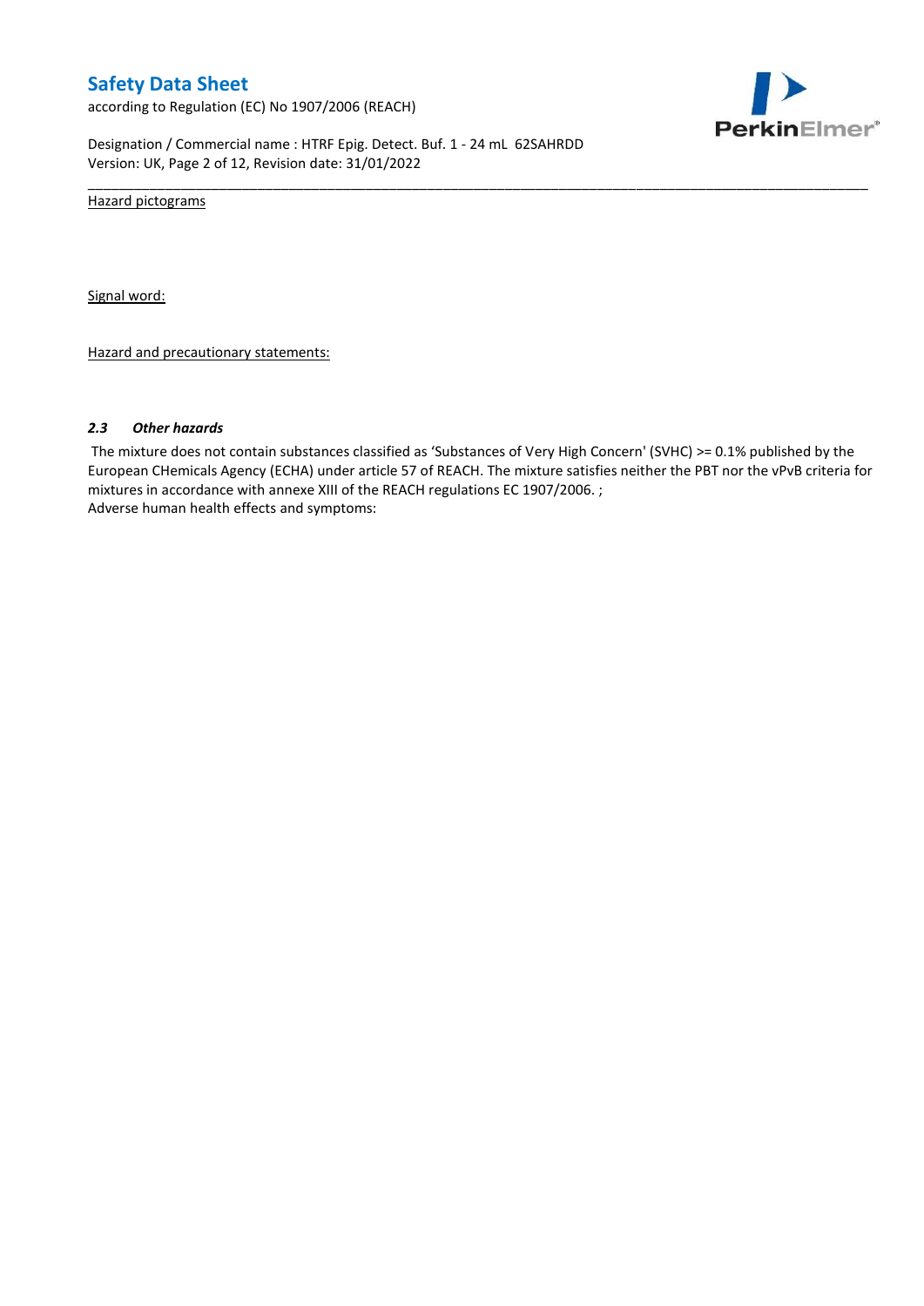Hazard pictograms

Signal word:

Hazard and precautionary statements:

### *2.3 Other hazards*

The mixture does not contain substances classified as 'Substances of Very High Concern' (SVHC) >= 0.1% published by the European CHemicals Agency (ECHA) under article 57 of REACH. The mixture satisfies neither the PBT nor the vPvB criteria for mixtures in accordance with annexe XIII of the REACH regulations EC 1907/2006. ;
Adverse human health effects and symptoms: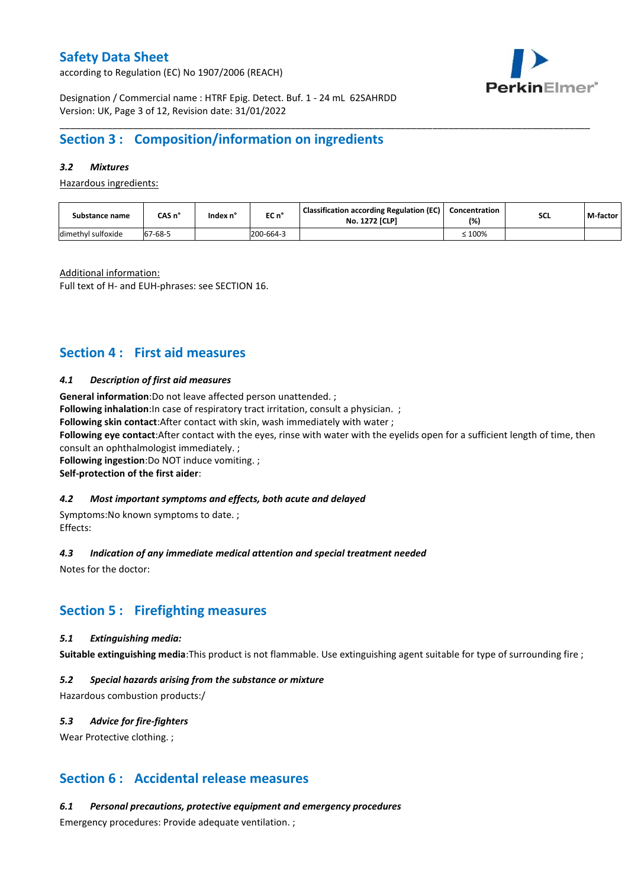## Section 3 : Composition/information on ingredients

### 3.2 Mixtures

Hazardous ingredients:

| Substance name | CAS n° | Index n° | EC n° | Classification according Regulation (EC) No. 1272 [CLP] | Concentration (%) | SCL | M-factor |
|---|---|---|---|---|---|---|---|
| dimethyl sulfoxide | 67-68-5 | | 200-664-3 | | ≤ 100% | | |

Additional information:

Full text of H- and EUH-phrases: see SECTION 16.

## Section 4 : First aid measures

### 4.1 Description of first aid measures

**General information**:Do not leave affected person unattended. ;
**Following inhalation**:In case of respiratory tract irritation, consult a physician. ;
**Following skin contact**:After contact with skin, wash immediately with water ;
**Following eye contact**:After contact with the eyes, rinse with water with the eyelids open for a sufficient length of time, then consult an ophthalmologist immediately. ;
**Following ingestion**:Do NOT induce vomiting. ;
**Self-protection of the first aider**:

### 4.2 Most important symptoms and effects, both acute and delayed

Symptoms:No known symptoms to date. ;
Effects:

### 4.3 Indication of any immediate medical attention and special treatment needed

Notes for the doctor:

## Section 5 : Firefighting measures

### 5.1 Extinguishing media:

**Suitable extinguishing media**:This product is not flammable. Use extinguishing agent suitable for type of surrounding fire ;

### 5.2 Special hazards arising from the substance or mixture

Hazardous combustion products:/

### 5.3 Advice for fire-fighters

Wear Protective clothing. ;

## Section 6 : Accidental release measures

### 6.1 Personal precautions, protective equipment and emergency procedures

Emergency procedures: Provide adequate ventilation. ;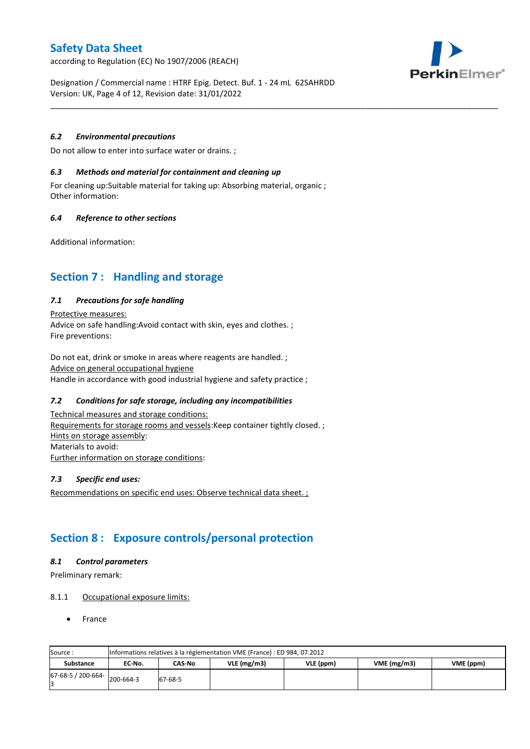### 6.2 Environmental precautions

Do not allow to enter into surface water or drains. ;

### 6.3 Methods and material for containment and cleaning up

For cleaning up:Suitable material for taking up: Absorbing material, organic ;
Other information:

### 6.4 Reference to other sections

Additional information:

## Section 7 : Handling and storage

### 7.1 Precautions for safe handling

Protective measures:
Advice on safe handling:Avoid contact with skin, eyes and clothes. ;
Fire preventions:

Do not eat, drink or smoke in areas where reagents are handled. ;
Advice on general occupational hygiene
Handle in accordance with good industrial hygiene and safety practice ;

### 7.2 Conditions for safe storage, including any incompatibilities

Technical measures and storage conditions:
Requirements for storage rooms and vessels:Keep container tightly closed. ;
Hints on storage assembly:
Materials to avoid:
Further information on storage conditions:

### 7.3 Specific end uses:

Recommendations on specific end uses: Observe technical data sheet. ;

## Section 8 : Exposure controls/personal protection

### 8.1 Control parameters

Preliminary remark:

8.1.1 Occupational exposure limits:

- France

| Source : | Informations relatives à la réglementation VME (France) : ED 984, 07.2012 | | | | | |
|---|---|---|---|---|---|---|
| **Substance** | **EC-No.** | **CAS-No** | **VLE (mg/m3)** | **VLE (ppm)** | **VME (mg/m3)** | **VME (ppm)** |
| 67-68-5 / 200-664-3 | 200-664-3 | 67-68-5 | | | | |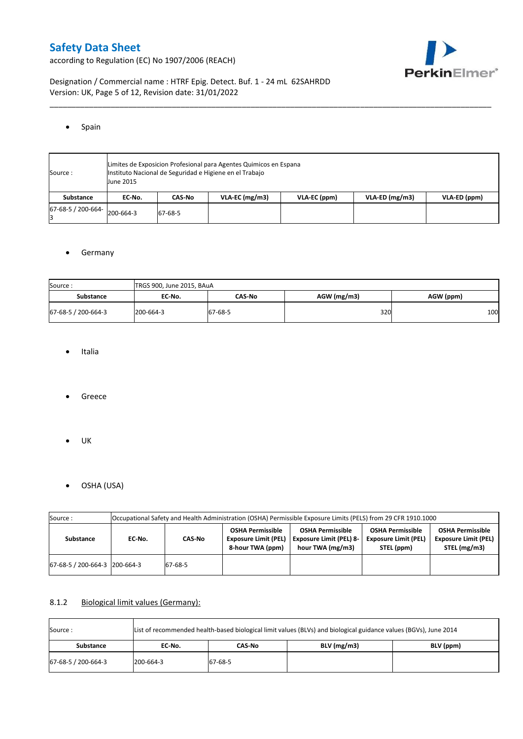- Spain

| Source : | Limites de Exposicion Profesional para Agentes Quimicos en Espana<br>Instituto Nacional de Seguridad e Higiene en el Trabajo<br>June 2015 | | | | | |
|---|---|---|---|---|---|---|
| **Substance** | **EC-No.** | **CAS-No** | **VLA-EC (mg/m3)** | **VLA-EC (ppm)** | **VLA-ED (mg/m3)** | **VLA-ED (ppm)** |
| 67-68-5 / 200-664-3 | 200-664-3 | 67-68-5 | | | | |

- Germany

| Source : | TRGS 900, June 2015, BAuA | | | |
|---|---|---|---|---|
| **Substance** | **EC-No.** | **CAS-No** | **AGW (mg/m3)** | **AGW (ppm)** |
| 67-68-5 / 200-664-3 | 200-664-3 | 67-68-5 | 320 | 100 |

- Italia

- Greece

- UK

- OSHA (USA)

| Source : | Occupational Safety and Health Administration (OSHA) Permissible Exposure Limits (PELS) from 29 CFR 1910.1000 | | | | | |
|---|---|---|---|---|---|---|
| **Substance** | **EC-No.** | **CAS-No** | **OSHA Permissible Exposure Limit (PEL) 8-hour TWA (ppm)** | **OSHA Permissible Exposure Limit (PEL) 8-hour TWA (mg/m3)** | **OSHA Permissible Exposure Limit (PEL) STEL (ppm)** | **OSHA Permissible Exposure Limit (PEL) STEL (mg/m3)** |
| 67-68-5 / 200-664-3 | 200-664-3 | 67-68-5 | | | | |

### 8.1.2 Biological limit values (Germany):

| Source : | List of recommended health-based biological limit values (BLVs) and biological guidance values (BGVs), June 2014 | | | |
|---|---|---|---|---|
| **Substance** | **EC-No.** | **CAS-No** | **BLV (mg/m3)** | **BLV (ppm)** |
| 67-68-5 / 200-664-3 | 200-664-3 | 67-68-5 | | |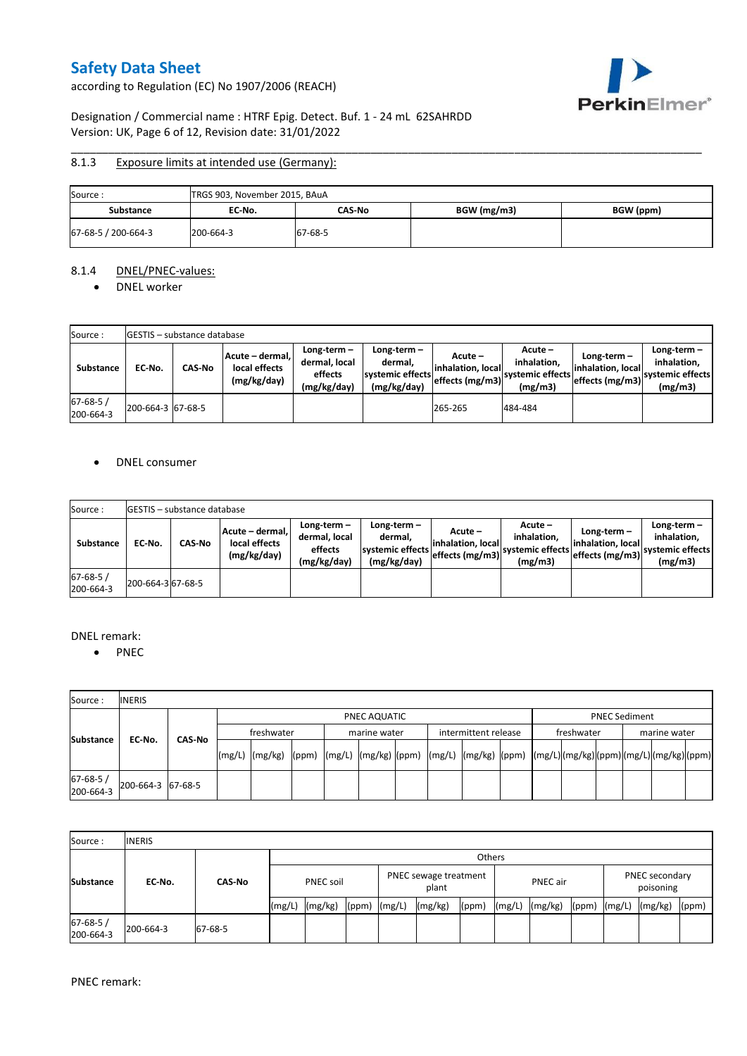#### 8.1.3 Exposure limits at intended use (Germany):

| Source : | TRGS 903, November 2015, BAuA | | | |
|---|---|---|---|---|
| **Substance** | **EC-No.** | **CAS-No** | **BGW (mg/m3)** | **BGW (ppm)** |
| 67-68-5 / 200-664-3 | 200-664-3 | 67-68-5 | | |

#### 8.1.4 DNEL/PNEC-values:

- DNEL worker

| Source : | GESTIS – substance database | | | | | | | | |
|---|---|---|---|---|---|---|---|---|---|
| **Substance** | **EC-No.** | **CAS-No** | **Acute – dermal, local effects (mg/kg/day)** | **Long-term – dermal, local effects (mg/kg/day)** | **Long-term – dermal, systemic effects (mg/kg/day)** | **Acute – inhalation, local effects (mg/m3)** | **Acute – inhalation, systemic effects (mg/m3)** | **Long-term – inhalation, local effects (mg/m3)** | **Long-term – inhalation, systemic effects (mg/m3)** |
| 67-68-5 / 200-664-3 | 200-664-3 | 67-68-5 | | | | 265-265 | 484-484 | | |

- DNEL consumer

| Source : | GESTIS – substance database | | | | | | | | |
|---|---|---|---|---|---|---|---|---|---|
| **Substance** | **EC-No.** | **CAS-No** | **Acute – dermal, local effects (mg/kg/day)** | **Long-term – dermal, local effects (mg/kg/day)** | **Long-term – dermal, systemic effects (mg/kg/day)** | **Acute – inhalation, local effects (mg/m3)** | **Acute – inhalation, systemic effects (mg/m3)** | **Long-term – inhalation, local effects (mg/m3)** | **Long-term – inhalation, systemic effects (mg/m3)** |
| 67-68-5 / 200-664-3 | 200-664-3 | 67-68-5 | | | | | | | |

DNEL remark:

- PNEC

| Source : | INERIS | | | | | | | | | | | | | | | | | |
|---|---|---|---|---|---|---|---|---|---|---|---|---|---|---|---|---|---|---|
| **Substance** | **EC-No.** | **CAS-No** | PNEC AQUATIC | | | | | | | | | PNEC Sediment | | | | | |
| | | | freshwater | | | marine water | | | intermittent release | | | freshwater | | | marine water | | |
| | | | (mg/L) | (mg/kg) | (ppm) | (mg/L) | (mg/kg) | (ppm) | (mg/L) | (mg/kg) | (ppm) | (mg/L) | (mg/kg) | (ppm) | (mg/L) | (mg/kg) | (ppm) |
| 67-68-5 / 200-664-3 | 200-664-3 | 67-68-5 | | | | | | | | | | | | | | | |

| Source : | INERIS | | | | | | | | | | | | | | |
|---|---|---|---|---|---|---|---|---|---|---|---|---|---|---|---|
| **Substance** | **EC-No.** | **CAS-No** | Others | | | | | | | | | | | | |
| | | | PNEC soil | | | PNEC sewage treatment plant | | | PNEC air | | | PNEC secondary poisoning | | |
| | | | (mg/L) | (mg/kg) | (ppm) | (mg/L) | (mg/kg) | (ppm) | (mg/L) | (mg/kg) | (ppm) | (mg/L) | (mg/kg) | (ppm) |
| 67-68-5 / 200-664-3 | 200-664-3 | 67-68-5 | | | | | | | | | | | | |

PNEC remark: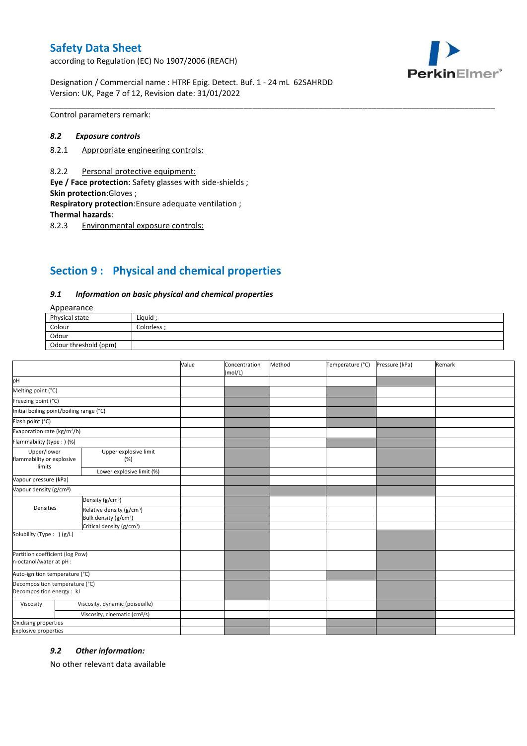Control parameters remark:

### *8.2 Exposure controls*

8.2.1 Appropriate engineering controls:

8.2.2 Personal protective equipment:

**Eye / Face protection**: Safety glasses with side-shields ;
**Skin protection**:Gloves ;
**Respiratory protection**:Ensure adequate ventilation ;
**Thermal hazards**:

8.2.3 Environmental exposure controls:

## Section 9 : Physical and chemical properties

### *9.1 Information on basic physical and chemical properties*

Appearance

| Physical state | Liquid ; |
|---|---|
| Colour | Colorless ; |
| Odour | |
| Odour threshold (ppm) | |

| | | Value | Concentration (mol/L) | Method | Temperature (°C) | Pressure (kPa) | Remark |
|---|---|---|---|---|---|---|---|
| pH | | | | | | | |
| Melting point (°C) | | | | | | | |
| Freezing point (°C) | | | | | | | |
| Initial boiling point/boiling range (°C) | | | | | | | |
| Flash point (°C) | | | | | | | |
| Evaporation rate (kg/m²/h) | | | | | | | |
| Flammability (type : ) (%) | | | | | | | |
| Upper/lower flammability or explosive limits | Upper explosive limit (%) | | | | | | |
| | Lower explosive limit (%) | | | | | | |
| Vapour pressure (kPa) | | | | | | | |
| Vapour density (g/cm³) | | | | | | | |
| Densities | Density (g/cm³) | | | | | | |
| | Relative density (g/cm³) | | | | | | |
| | Bulk density (g/cm³) | | | | | | |
| | Critical density (g/cm³) | | | | | | |
| Solubility (Type : ) (g/L) | | | | | | | |
| Partition coefficient (log Pow) n-octanol/water at pH : | | | | | | | |
| Auto-ignition temperature (°C) | | | | | | | |
| Decomposition temperature (°C) Decomposition energy : kJ | | | | | | | |
| Viscosity | Viscosity, dynamic (poiseuille) | | | | | | |
| | Viscosity, cinematic (cm³/s) | | | | | | |
| Oxidising properties | | | | | | | |
| Explosive properties | | | | | | | |

### *9.2 Other information:*

No other relevant data available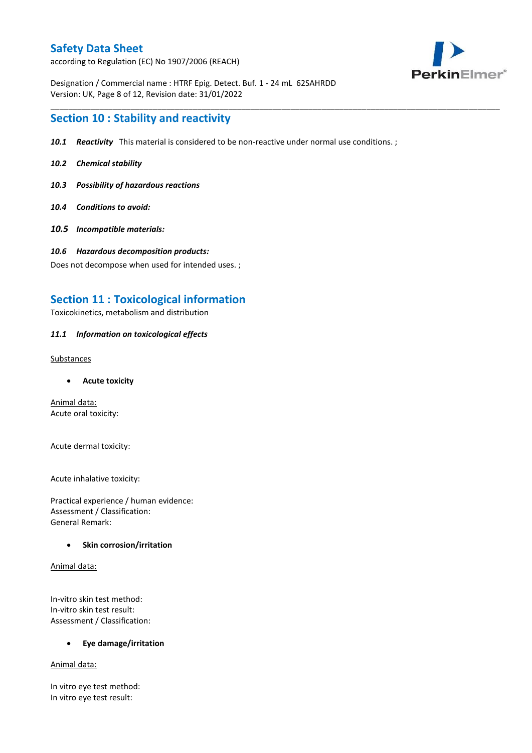## Section 10 : Stability and reactivity

***10.1 Reactivity*** This material is considered to be non-reactive under normal use conditions. ;

***10.2 Chemical stability***

***10.3 Possibility of hazardous reactions***

***10.4 Conditions to avoid:***

***10.5 Incompatible materials:***

***10.6 Hazardous decomposition products:***

Does not decompose when used for intended uses. ;

## Section 11 : Toxicological information

Toxicokinetics, metabolism and distribution

***11.1 Information on toxicological effects***

Substances

- **Acute toxicity**

Animal data:
Acute oral toxicity:

Acute dermal toxicity:

Acute inhalative toxicity:

Practical experience / human evidence:
Assessment / Classification:
General Remark:

- **Skin corrosion/irritation**

Animal data:

In-vitro skin test method:
In-vitro skin test result:
Assessment / Classification:

- **Eye damage/irritation**

Animal data:

In vitro eye test method:
In vitro eye test result: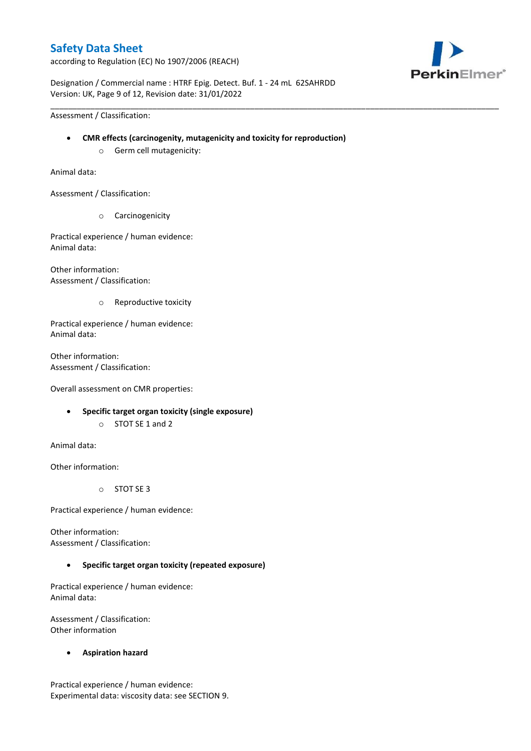Assessment / Classification:

- **CMR effects (carcinogenity, mutagenicity and toxicity for reproduction)**
    - Germ cell mutagenicity:

Animal data:

Assessment / Classification:

- Carcinogenicity

Practical experience / human evidence:
Animal data:

Other information:
Assessment / Classification:

- Reproductive toxicity

Practical experience / human evidence:
Animal data:

Other information:
Assessment / Classification:

Overall assessment on CMR properties:

- **Specific target organ toxicity (single exposure)**
    - STOT SE 1 and 2

Animal data:

Other information:

- STOT SE 3

Practical experience / human evidence:

Other information:
Assessment / Classification:

- **Specific target organ toxicity (repeated exposure)**

Practical experience / human evidence:
Animal data:

Assessment / Classification:
Other information

- **Aspiration hazard**

Practical experience / human evidence:
Experimental data: viscosity data: see SECTION 9.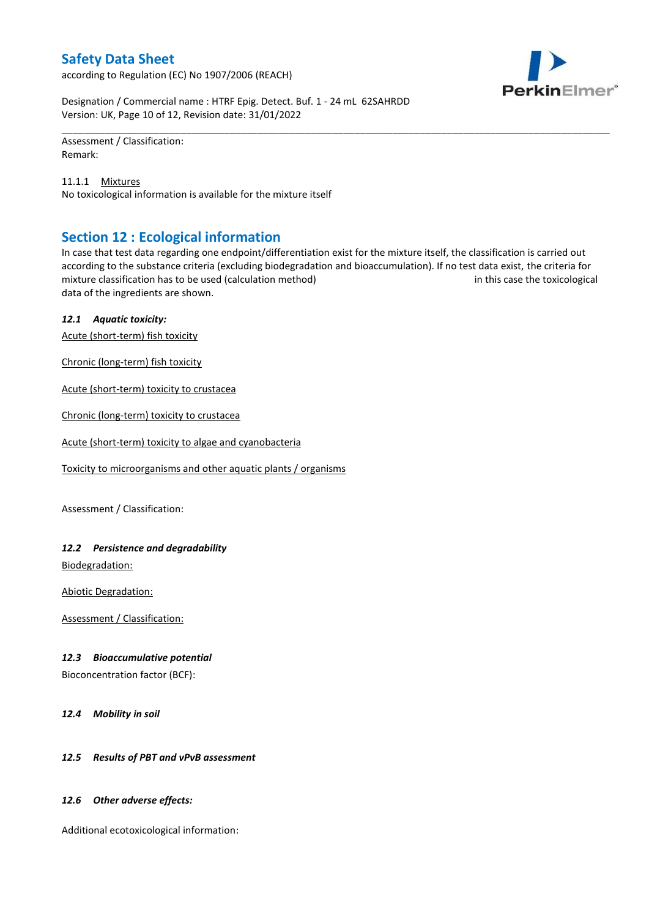Assessment / Classification:
Remark:

11.1.1 Mixtures
No toxicological information is available for the mixture itself

## Section 12 : Ecological information

In case that test data regarding one endpoint/differentiation exist for the mixture itself, the classification is carried out according to the substance criteria (excluding biodegradation and bioaccumulation). If no test data exist, the criteria for mixture classification has to be used (calculation method) in this case the toxicological data of the ingredients are shown.

### *12.1 Aquatic toxicity:*

Acute (short-term) fish toxicity

Chronic (long-term) fish toxicity

Acute (short-term) toxicity to crustacea

Chronic (long-term) toxicity to crustacea

Acute (short-term) toxicity to algae and cyanobacteria

Toxicity to microorganisms and other aquatic plants / organisms

Assessment / Classification:

### *12.2 Persistence and degradability*

Biodegradation:

Abiotic Degradation:

Assessment / Classification:

### *12.3 Bioaccumulative potential*

Bioconcentration factor (BCF):

### *12.4 Mobility in soil*

### *12.5 Results of PBT and vPvB assessment*

### *12.6 Other adverse effects:*

Additional ecotoxicological information: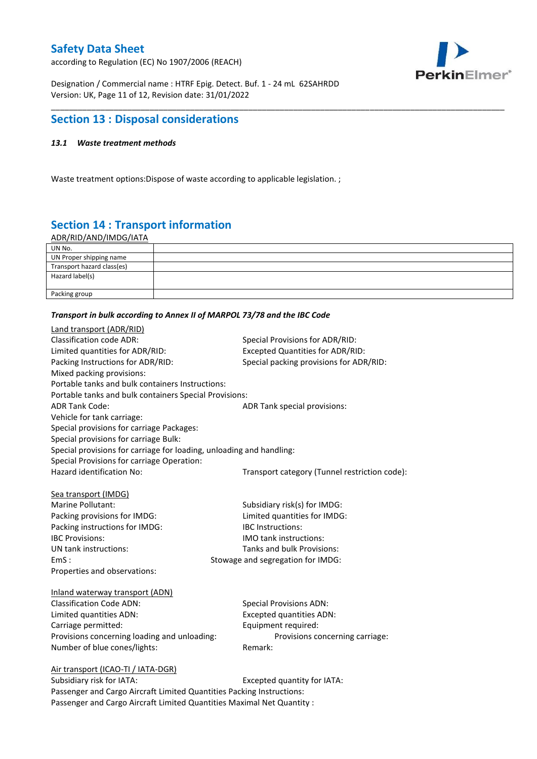## Section 13 : Disposal considerations

### *13.1 Waste treatment methods*

Waste treatment options:Dispose of waste according to applicable legislation. ;

## Section 14 : Transport information

ADR/RID/AND/IMDG/IATA

| UN No. | |
|---|---|
| UN Proper shipping name | |
| Transport hazard class(es) | |
| Hazard label(s) | |
| Packing group | |

***Transport in bulk according to Annex II of MARPOL 73/78 and the IBC Code***

Land transport (ADR/RID)

Classification code ADR:
Special Provisions for ADR/RID:
Limited quantities for ADR/RID:
Excepted Quantities for ADR/RID:
Packing Instructions for ADR/RID:
Special packing provisions for ADR/RID:
Mixed packing provisions:
Portable tanks and bulk containers Instructions:
Portable tanks and bulk containers Special Provisions:
ADR Tank Code:
ADR Tank special provisions:
Vehicle for tank carriage:
Special provisions for carriage Packages:
Special provisions for carriage Bulk:
Special provisions for carriage for loading, unloading and handling:
Special Provisions for carriage Operation:
Hazard identification No:
Transport category (Tunnel restriction code):

Sea transport (IMDG)

Marine Pollutant:
Subsidiary risk(s) for IMDG:
Packing provisions for IMDG:
Limited quantities for IMDG:
Packing instructions for IMDG:
IBC Instructions:
IBC Provisions:
IMO tank instructions:
UN tank instructions:
Tanks and bulk Provisions:
EmS :
Stowage and segregation for IMDG:
Properties and observations:

Inland waterway transport (ADN)

Classification Code ADN:
Special Provisions ADN:
Limited quantities ADN:
Excepted quantities ADN:
Carriage permitted:
Equipment required:
Provisions concerning loading and unloading:
Provisions concerning carriage:
Number of blue cones/lights:
Remark:

Air transport (ICAO-TI / IATA-DGR)

Subsidiary risk for IATA:
Excepted quantity for IATA:
Passenger and Cargo Aircraft Limited Quantities Packing Instructions:
Passenger and Cargo Aircraft Limited Quantities Maximal Net Quantity :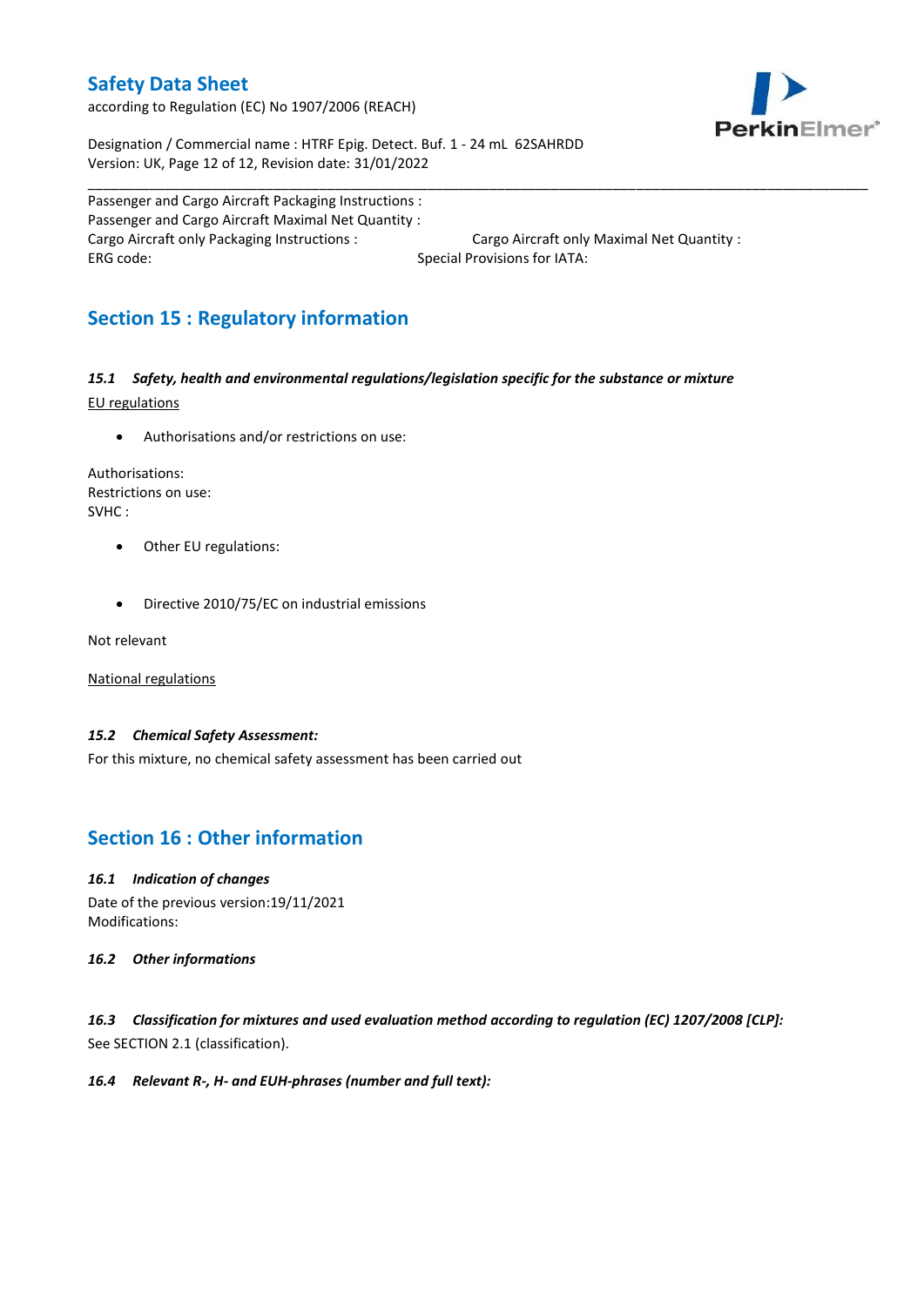Passenger and Cargo Aircraft Packaging Instructions :
Passenger and Cargo Aircraft Maximal Net Quantity :
Cargo Aircraft only Packaging Instructions : Cargo Aircraft only Maximal Net Quantity :
ERG code: Special Provisions for IATA:

## Section 15 : Regulatory information

### *15.1 Safety, health and environmental regulations/legislation specific for the substance or mixture*

EU regulations

- Authorisations and/or restrictions on use:

Authorisations:
Restrictions on use:
SVHC :

- Other EU regulations:

- Directive 2010/75/EC on industrial emissions

Not relevant

National regulations

### *15.2 Chemical Safety Assessment:*

For this mixture, no chemical safety assessment has been carried out

## Section 16 : Other information

### *16.1 Indication of changes*

Date of the previous version:19/11/2021
Modifications:

### *16.2 Other informations*

### *16.3 Classification for mixtures and used evaluation method according to regulation (EC) 1207/2008 [CLP]:*

See SECTION 2.1 (classification).

### *16.4 Relevant R-, H- and EUH-phrases (number and full text):*